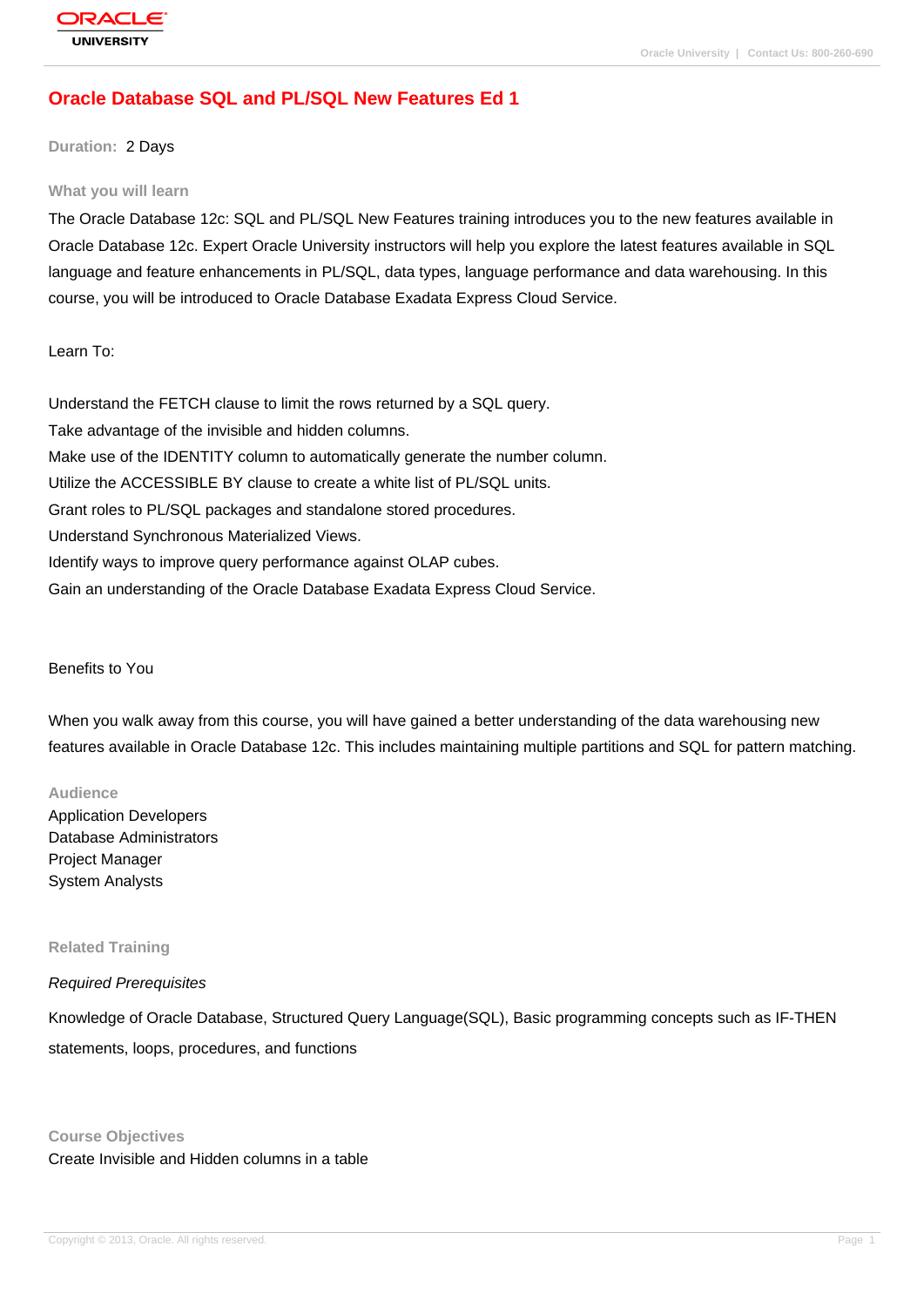# Oracle Database SQL and PL/SQL New Features Ed 1

**Duration:** 2 Days

## What you will learn

The Oracle Database 12c: SQL and PL/SQL New Features training introduces you to the new features available in Oracle Database 12c. Expert Oracle University instructors will help you explore the latest features available in SQL language and feature enhancements in PL/SQL, data types, language performance and data warehousing. In this course, you will be introduced to Oracle Database Exadata Express Cloud Service.

Learn To:

Understand the FETCH clause to limit the rows returned by a SQL query.
Take advantage of the invisible and hidden columns.
Make use of the IDENTITY column to automatically generate the number column.
Utilize the ACCESSIBLE BY clause to create a white list of PL/SQL units.
Grant roles to PL/SQL packages and standalone stored procedures.
Understand Synchronous Materialized Views.
Identify ways to improve query performance against OLAP cubes.
Gain an understanding of the Oracle Database Exadata Express Cloud Service.

Benefits to You

When you walk away from this course, you will have gained a better understanding of the data warehousing new features available in Oracle Database 12c. This includes maintaining multiple partitions and SQL for pattern matching.

## Audience

Application Developers
Database Administrators
Project Manager
System Analysts

## Related Training

*Required Prerequisites*

Knowledge of Oracle Database, Structured Query Language(SQL), Basic programming concepts such as IF-THEN statements, loops, procedures, and functions

## Course Objectives

Create Invisible and Hidden columns in a table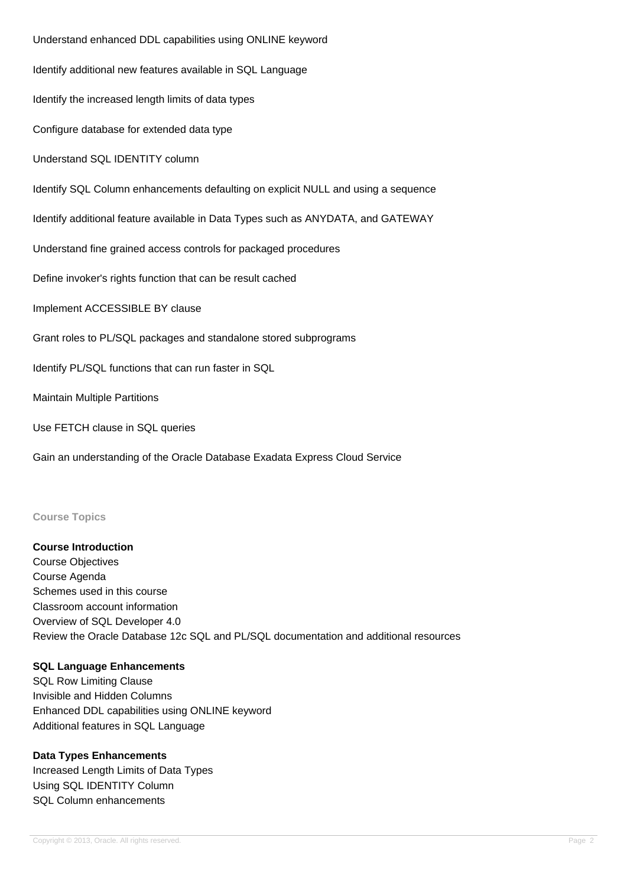Understand enhanced DDL capabilities using ONLINE keyword

Identify additional new features available in SQL Language

Identify the increased length limits of data types

Configure database for extended data type

Understand SQL IDENTITY column

Identify SQL Column enhancements defaulting on explicit NULL and using a sequence

Identify additional feature available in Data Types such as ANYDATA, and GATEWAY

Understand fine grained access controls for packaged procedures

Define invoker's rights function that can be result cached

Implement ACCESSIBLE BY clause

Grant roles to PL/SQL packages and standalone stored subprograms

Identify PL/SQL functions that can run faster in SQL

Maintain Multiple Partitions

Use FETCH clause in SQL queries

Gain an understanding of the Oracle Database Exadata Express Cloud Service

## Course Topics

**Course Introduction**
Course Objectives
Course Agenda
Schemes used in this course
Classroom account information
Overview of SQL Developer 4.0
Review the Oracle Database 12c SQL and PL/SQL documentation and additional resources

**SQL Language Enhancements**
SQL Row Limiting Clause
Invisible and Hidden Columns
Enhanced DDL capabilities using ONLINE keyword
Additional features in SQL Language

**Data Types Enhancements**
Increased Length Limits of Data Types
Using SQL IDENTITY Column
SQL Column enhancements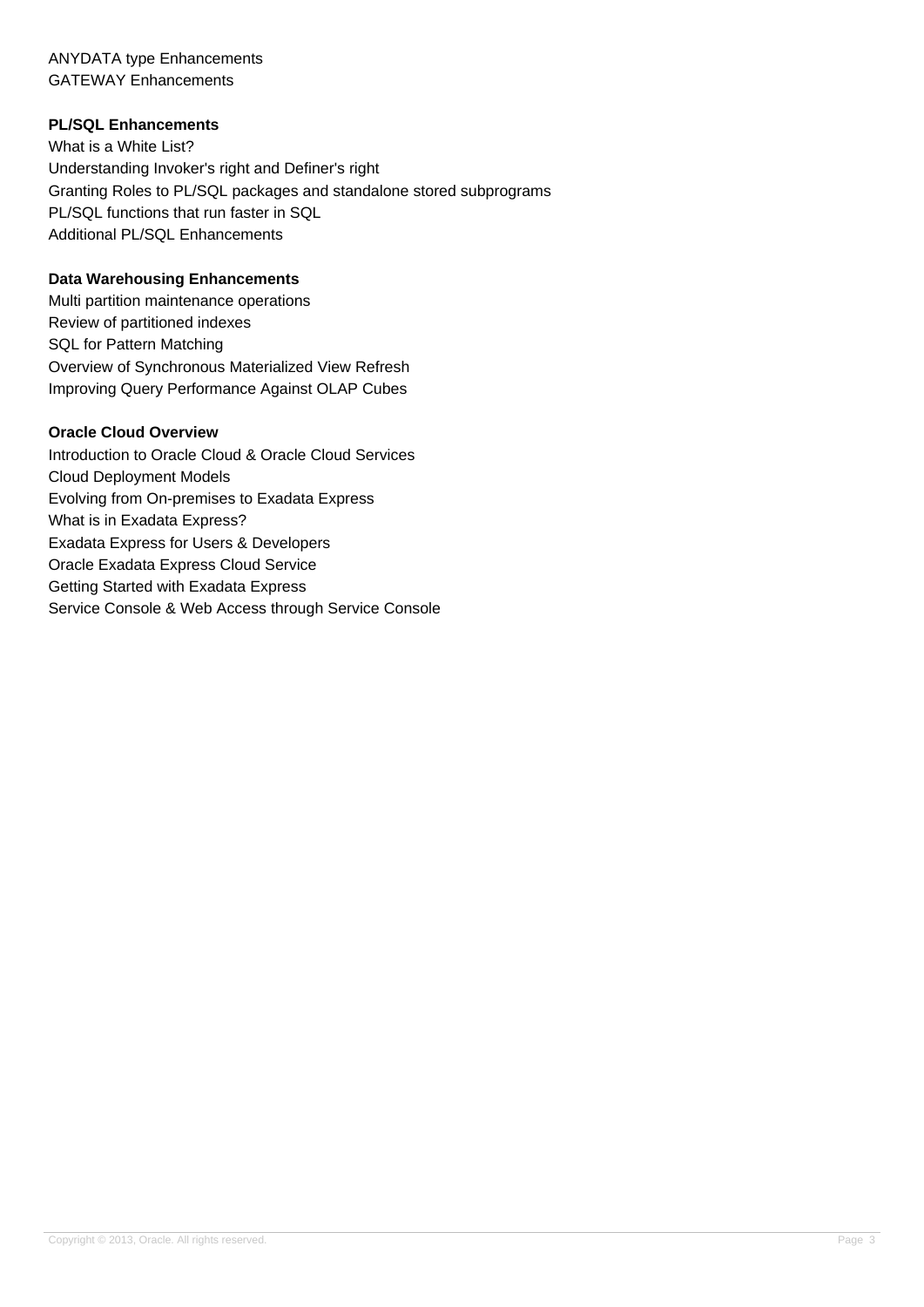ANYDATA type Enhancements
GATEWAY Enhancements

**PL/SQL Enhancements**

What is a White List?
Understanding Invoker's right and Definer's right
Granting Roles to PL/SQL packages and standalone stored subprograms
PL/SQL functions that run faster in SQL
Additional PL/SQL Enhancements

**Data Warehousing Enhancements**

Multi partition maintenance operations
Review of partitioned indexes
SQL for Pattern Matching
Overview of Synchronous Materialized View Refresh
Improving Query Performance Against OLAP Cubes

**Oracle Cloud Overview**

Introduction to Oracle Cloud & Oracle Cloud Services
Cloud Deployment Models
Evolving from On-premises to Exadata Express
What is in Exadata Express?
Exadata Express for Users & Developers
Oracle Exadata Express Cloud Service
Getting Started with Exadata Express
Service Console & Web Access through Service Console